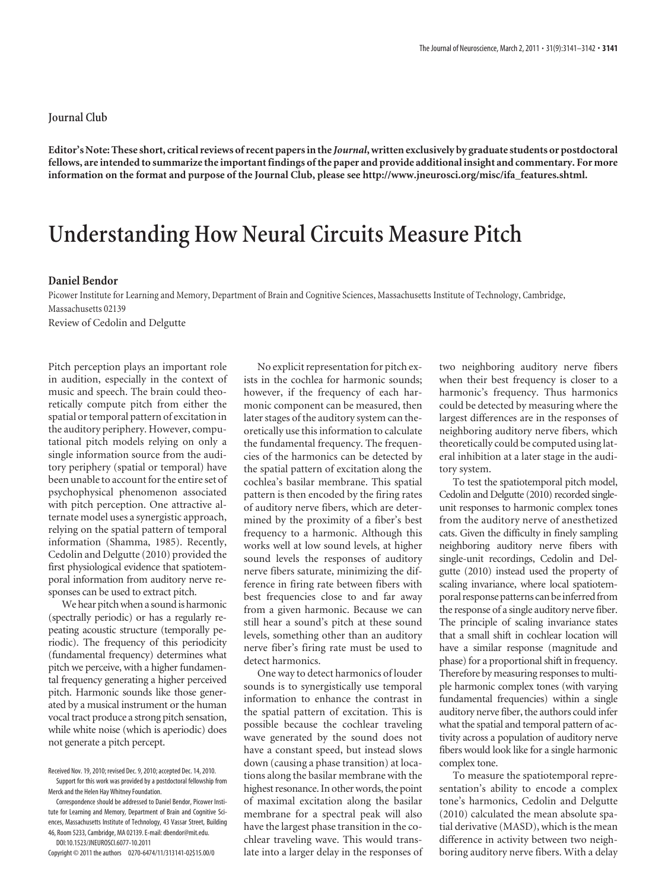## Journal Club

**Editor's Note: These short, critical reviews of recent papers in the *Journal*, written exclusively by graduate students or postdoctoral fellows, are intended to summarize the important findings of the paper and provide additional insight and commentary. For more information on the format and purpose of the Journal Club, please see http://www.jneurosci.org/misc/ifa_features.shtml.**

# Understanding How Neural Circuits Measure Pitch

**Daniel Bendor**

Picower Institute for Learning and Memory, Department of Brain and Cognitive Sciences, Massachusetts Institute of Technology, Cambridge, Massachusetts 02139

Review of Cedolin and Delgutte

Pitch perception plays an important role in audition, especially in the context of music and speech. The brain could theoretically compute pitch from either the spatial or temporal pattern of excitation in the auditory periphery. However, computational pitch models relying on only a single information source from the auditory periphery (spatial or temporal) have been unable to account for the entire set of psychophysical phenomenon associated with pitch perception. One attractive alternate model uses a synergistic approach, relying on the spatial pattern of temporal information (Shamma, 1985). Recently, Cedolin and Delgutte (2010) provided the first physiological evidence that spatiotemporal information from auditory nerve responses can be used to extract pitch.

We hear pitch when a sound is harmonic (spectrally periodic) or has a regularly repeating acoustic structure (temporally periodic). The frequency of this periodicity (fundamental frequency) determines what pitch we perceive, with a higher fundamental frequency generating a higher perceived pitch. Harmonic sounds like those generated by a musical instrument or the human vocal tract produce a strong pitch sensation, while white noise (which is aperiodic) does not generate a pitch percept.

No explicit representation for pitch exists in the cochlea for harmonic sounds; however, if the frequency of each harmonic component can be measured, then later stages of the auditory system can theoretically use this information to calculate the fundamental frequency. The frequencies of the harmonics can be detected by the spatial pattern of excitation along the cochlea's basilar membrane. This spatial pattern is then encoded by the firing rates of auditory nerve fibers, which are determined by the proximity of a fiber's best frequency to a harmonic. Although this works well at low sound levels, at higher sound levels the responses of auditory nerve fibers saturate, minimizing the difference in firing rate between fibers with best frequencies close to and far away from a given harmonic. Because we can still hear a sound's pitch at these sound levels, something other than an auditory nerve fiber's firing rate must be used to detect harmonics.

One way to detect harmonics of louder sounds is to synergistically use temporal information to enhance the contrast in the spatial pattern of excitation. This is possible because the cochlear traveling wave generated by the sound does not have a constant speed, but instead slows down (causing a phase transition) at locations along the basilar membrane with the highest resonance. In other words, the point of maximal excitation along the basilar membrane for a spectral peak will also have the largest phase transition in the cochlear traveling wave. This would translate into a larger delay in the responses of two neighboring auditory nerve fibers when their best frequency is closer to a harmonic's frequency. Thus harmonics could be detected by measuring where the largest differences are in the responses of neighboring auditory nerve fibers, which theoretically could be computed using lateral inhibition at a later stage in the auditory system.

To test the spatiotemporal pitch model, Cedolin and Delgutte (2010) recorded single-unit responses to harmonic complex tones from the auditory nerve of anesthetized cats. Given the difficulty in finely sampling neighboring auditory nerve fibers with single-unit recordings, Cedolin and Delgutte (2010) instead used the property of scaling invariance, where local spatiotemporal response patterns can be inferred from the response of a single auditory nerve fiber. The principle of scaling invariance states that a small shift in cochlear location will have a similar response (magnitude and phase) for a proportional shift in frequency. Therefore by measuring responses to multiple harmonic complex tones (with varying fundamental frequencies) within a single auditory nerve fiber, the authors could infer what the spatial and temporal pattern of activity across a population of auditory nerve fibers would look like for a single harmonic complex tone.

To measure the spatiotemporal representation's ability to encode a complex tone's harmonics, Cedolin and Delgutte (2010) calculated the mean absolute spatial derivative (MASD), which is the mean difference in activity between two neighboring auditory nerve fibers. With a delay

Received Nov. 19, 2010; revised Dec. 9, 2010; accepted Dec. 14, 2010.

Support for this work was provided by a postdoctoral fellowship from Merck and the Helen Hay Whitney Foundation.

Correspondence should be addressed to Daniel Bendor, Picower Institute for Learning and Memory, Department of Brain and Cognitive Sciences, Massachusetts Institute of Technology, 43 Vassar Street, Building 46, Room 5233, Cambridge, MA 02139. E-mail: dbendor@mit.edu.

DOI:10.1523/JNEUROSCI.6077-10.2011

Copyright © 2011 the authors 0270-6474/11/313141-02$15.00/0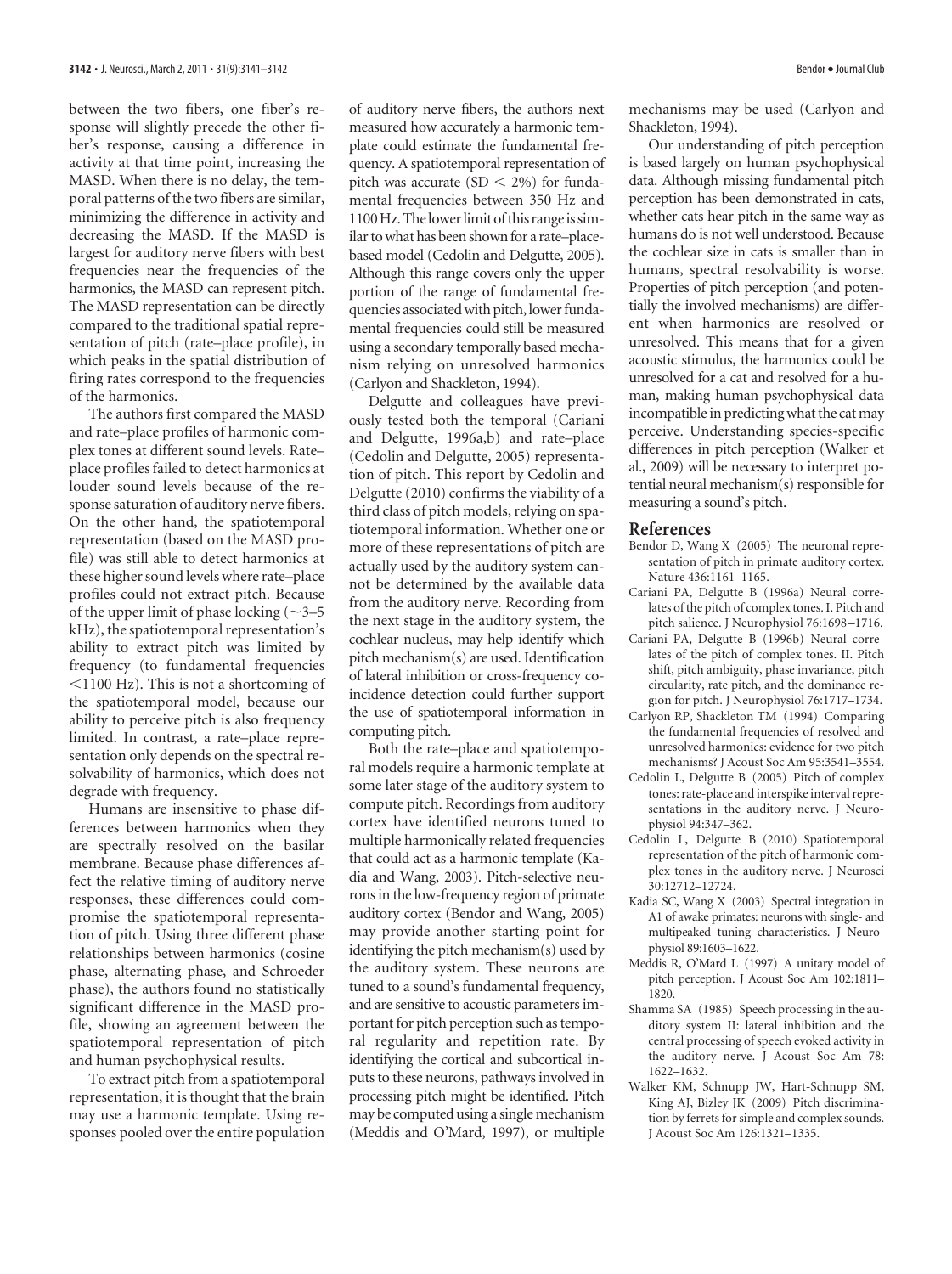between the two fibers, one fiber's response will slightly precede the other fiber's response, causing a difference in activity at that time point, increasing the MASD. When there is no delay, the temporal patterns of the two fibers are similar, minimizing the difference in activity and decreasing the MASD. If the MASD is largest for auditory nerve fibers with best frequencies near the frequencies of the harmonics, the MASD can represent pitch. The MASD representation can be directly compared to the traditional spatial representation of pitch (rate–place profile), in which peaks in the spatial distribution of firing rates correspond to the frequencies of the harmonics.

The authors first compared the MASD and rate–place profiles of harmonic complex tones at different sound levels. Rate–place profiles failed to detect harmonics at louder sound levels because of the response saturation of auditory nerve fibers. On the other hand, the spatiotemporal representation (based on the MASD profile) was still able to detect harmonics at these higher sound levels where rate–place profiles could not extract pitch. Because of the upper limit of phase locking (~3–5 kHz), the spatiotemporal representation's ability to extract pitch was limited by frequency (to fundamental frequencies <1100 Hz). This is not a shortcoming of the spatiotemporal model, because our ability to perceive pitch is also frequency limited. In contrast, a rate–place representation only depends on the spectral resolvability of harmonics, which does not degrade with frequency.

Humans are insensitive to phase differences between harmonics when they are spectrally resolved on the basilar membrane. Because phase differences affect the relative timing of auditory nerve responses, these differences could compromise the spatiotemporal representation of pitch. Using three different phase relationships between harmonics (cosine phase, alternating phase, and Schroeder phase), the authors found no statistically significant difference in the MASD profile, showing an agreement between the spatiotemporal representation of pitch and human psychophysical results.

To extract pitch from a spatiotemporal representation, it is thought that the brain may use a harmonic template. Using responses pooled over the entire population of auditory nerve fibers, the authors next measured how accurately a harmonic template could estimate the fundamental frequency. A spatiotemporal representation of pitch was accurate (SD < 2%) for fundamental frequencies between 350 Hz and 1100 Hz. The lower limit of this range is similar to what has been shown for a rate–place-based model (Cedolin and Delgutte, 2005). Although this range covers only the upper portion of the range of fundamental frequencies associated with pitch, lower fundamental frequencies could still be measured using a secondary temporally based mechanism relying on unresolved harmonics (Carlyon and Shackleton, 1994).

Delgutte and colleagues have previously tested both the temporal (Cariani and Delgutte, 1996a,b) and rate–place (Cedolin and Delgutte, 2005) representation of pitch. This report by Cedolin and Delgutte (2010) confirms the viability of a third class of pitch models, relying on spatiotemporal information. Whether one or more of these representations of pitch are actually used by the auditory system cannot be determined by the available data from the auditory nerve. Recording from the next stage in the auditory system, the cochlear nucleus, may help identify which pitch mechanism(s) are used. Identification of lateral inhibition or cross-frequency coincidence detection could further support the use of spatiotemporal information in computing pitch.

Both the rate–place and spatiotemporal models require a harmonic template at some later stage of the auditory system to compute pitch. Recordings from auditory cortex have identified neurons tuned to multiple harmonically related frequencies that could act as a harmonic template (Kadia and Wang, 2003). Pitch-selective neurons in the low-frequency region of primate auditory cortex (Bendor and Wang, 2005) may provide another starting point for identifying the pitch mechanism(s) used by the auditory system. These neurons are tuned to a sound's fundamental frequency, and are sensitive to acoustic parameters important for pitch perception such as temporal regularity and repetition rate. By identifying the cortical and subcortical inputs to these neurons, pathways involved in processing pitch might be identified. Pitch may be computed using a single mechanism (Meddis and O'Mard, 1997), or multiple mechanisms may be used (Carlyon and Shackleton, 1994).

Our understanding of pitch perception is based largely on human psychophysical data. Although missing fundamental pitch perception has been demonstrated in cats, whether cats hear pitch in the same way as humans do is not well understood. Because the cochlear size in cats is smaller than in humans, spectral resolvability is worse. Properties of pitch perception (and potentially the involved mechanisms) are different when harmonics are resolved or unresolved. This means that for a given acoustic stimulus, the harmonics could be unresolved for a cat and resolved for a human, making human psychophysical data incompatible in predicting what the cat may perceive. Understanding species-specific differences in pitch perception (Walker et al., 2009) will be necessary to interpret potential neural mechanism(s) responsible for measuring a sound's pitch.

## References

Bendor D, Wang X (2005) The neuronal representation of pitch in primate auditory cortex. Nature 436:1161–1165.

Cariani PA, Delgutte B (1996a) Neural correlates of the pitch of complex tones. I. Pitch and pitch salience. J Neurophysiol 76:1698–1716.

Cariani PA, Delgutte B (1996b) Neural correlates of the pitch of complex tones. II. Pitch shift, pitch ambiguity, phase invariance, pitch circularity, rate pitch, and the dominance region for pitch. J Neurophysiol 76:1717–1734.

Carlyon RP, Shackleton TM (1994) Comparing the fundamental frequencies of resolved and unresolved harmonics: evidence for two pitch mechanisms? J Acoust Soc Am 95:3541–3554.

Cedolin L, Delgutte B (2005) Pitch of complex tones: rate-place and interspike interval representations in the auditory nerve. J Neurophysiol 94:347–362.

Cedolin L, Delgutte B (2010) Spatiotemporal representation of the pitch of harmonic complex tones in the auditory nerve. J Neurosci 30:12712–12724.

Kadia SC, Wang X (2003) Spectral integration in A1 of awake primates: neurons with single- and multipeaked tuning characteristics. J Neurophysiol 89:1603–1622.

Meddis R, O'Mard L (1997) A unitary model of pitch perception. J Acoust Soc Am 102:1811–1820.

Shamma SA (1985) Speech processing in the auditory system II: lateral inhibition and the central processing of speech evoked activity in the auditory nerve. J Acoust Soc Am 78: 1622–1632.

Walker KM, Schnupp JW, Hart-Schnupp SM, King AJ, Bizley JK (2009) Pitch discrimination by ferrets for simple and complex sounds. J Acoust Soc Am 126:1321–1335.